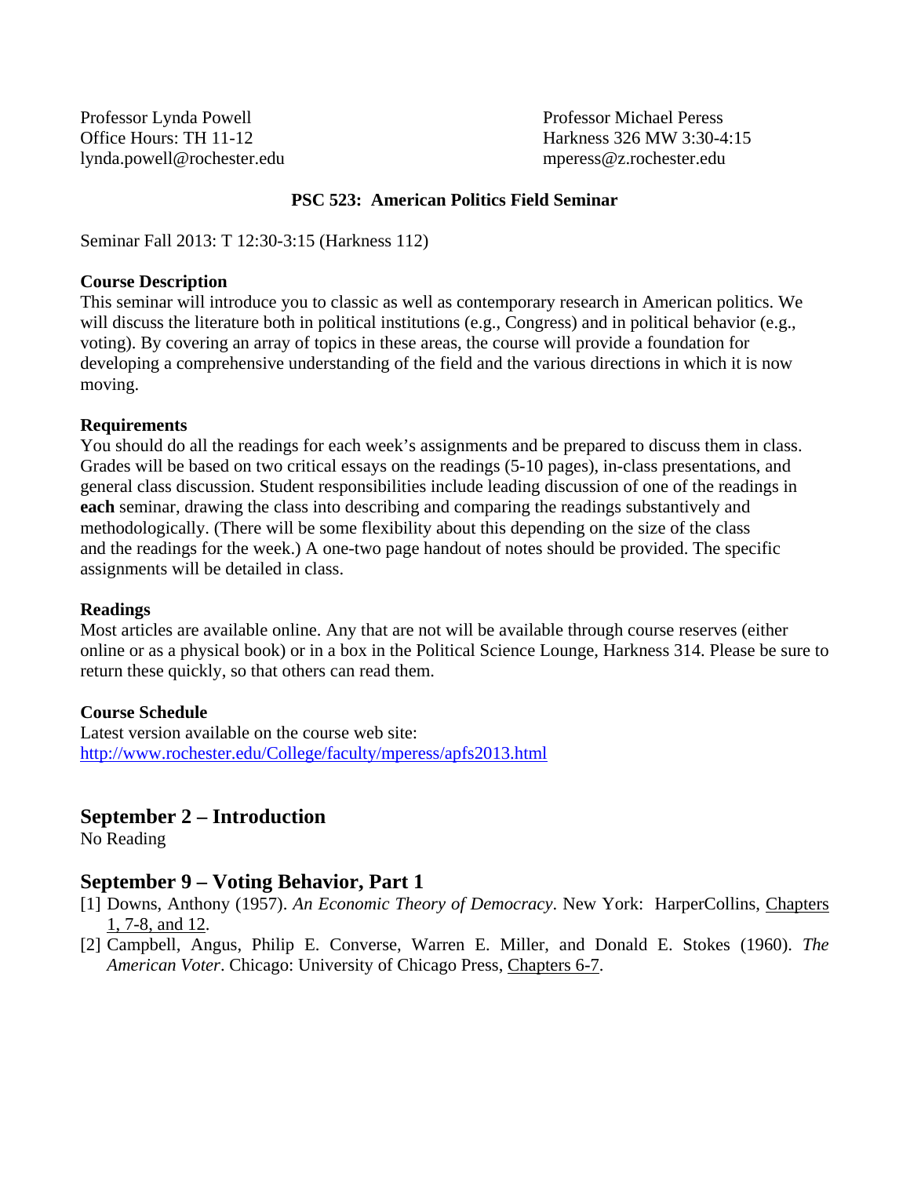Professor Lynda Powell
Office Hours: TH 11-12
lynda.powell@rochester.edu

Professor Michael Peress
Harkness 326 MW 3:30-4:15
mperess@z.rochester.edu

**PSC 523: American Politics Field Seminar**

Seminar Fall 2013: T 12:30-3:15 (Harkness 112)

**Course Description**

This seminar will introduce you to classic as well as contemporary research in American politics. We will discuss the literature both in political institutions (e.g., Congress) and in political behavior (e.g., voting). By covering an array of topics in these areas, the course will provide a foundation for developing a comprehensive understanding of the field and the various directions in which it is now moving.

**Requirements**

You should do all the readings for each week's assignments and be prepared to discuss them in class. Grades will be based on two critical essays on the readings (5-10 pages), in-class presentations, and general class discussion. Student responsibilities include leading discussion of one of the readings in **each** seminar, drawing the class into describing and comparing the readings substantively and methodologically. (There will be some flexibility about this depending on the size of the class and the readings for the week.) A one-two page handout of notes should be provided. The specific assignments will be detailed in class.

**Readings**

Most articles are available online. Any that are not will be available through course reserves (either online or as a physical book) or in a box in the Political Science Lounge, Harkness 314. Please be sure to return these quickly, so that others can read them.

**Course Schedule**

Latest version available on the course web site:
http://www.rochester.edu/College/faculty/mperess/apfs2013.html

## September 2 – Introduction

No Reading

## September 9 – Voting Behavior, Part 1

[1] Downs, Anthony (1957). *An Economic Theory of Democracy*. New York: HarperCollins, Chapters 1, 7-8, and 12.

[2] Campbell, Angus, Philip E. Converse, Warren E. Miller, and Donald E. Stokes (1960). *The American Voter*. Chicago: University of Chicago Press, Chapters 6-7.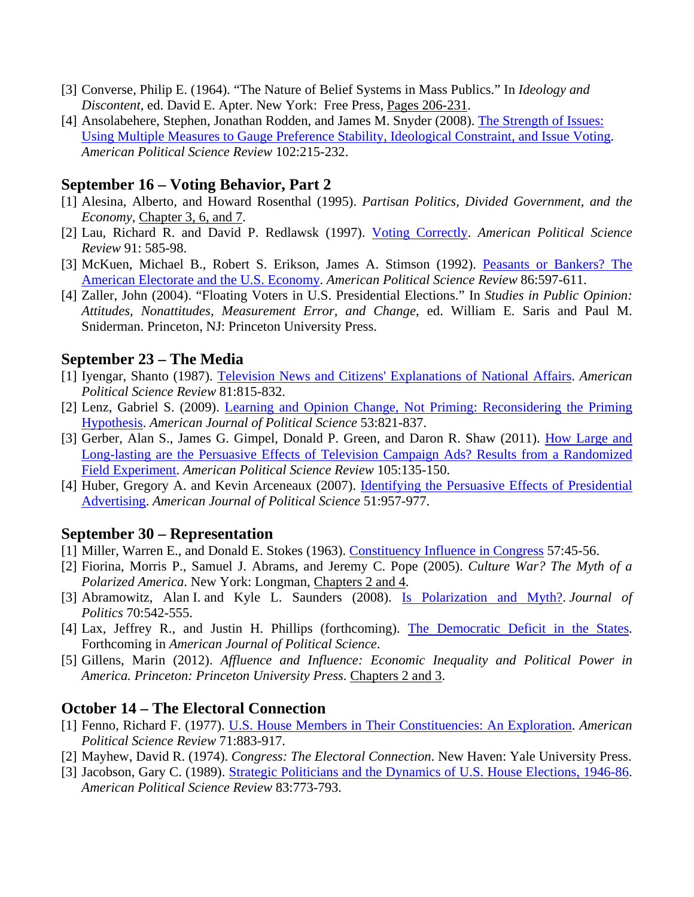[3] Converse, Philip E. (1964). "The Nature of Belief Systems in Mass Publics." In *Ideology and Discontent*, ed. David E. Apter. New York: Free Press, Pages 206-231.

[4] Ansolabehere, Stephen, Jonathan Rodden, and James M. Snyder (2008). The Strength of Issues: Using Multiple Measures to Gauge Preference Stability, Ideological Constraint, and Issue Voting. *American Political Science Review* 102:215-232.

## September 16 – Voting Behavior, Part 2

[1] Alesina, Alberto, and Howard Rosenthal (1995). *Partisan Politics, Divided Government, and the Economy*, Chapter 3, 6, and 7.

[2] Lau, Richard R. and David P. Redlawsk (1997). Voting Correctly. *American Political Science Review* 91: 585-98.

[3] McKuen, Michael B., Robert S. Erikson, James A. Stimson (1992). Peasants or Bankers? The American Electorate and the U.S. Economy. *American Political Science Review* 86:597-611.

[4] Zaller, John (2004). "Floating Voters in U.S. Presidential Elections." In *Studies in Public Opinion: Attitudes, Nonattitudes, Measurement Error, and Change*, ed. William E. Saris and Paul M. Sniderman. Princeton, NJ: Princeton University Press.

## September 23 – The Media

[1] Iyengar, Shanto (1987). Television News and Citizens' Explanations of National Affairs. *American Political Science Review* 81:815-832.

[2] Lenz, Gabriel S. (2009). Learning and Opinion Change, Not Priming: Reconsidering the Priming Hypothesis. *American Journal of Political Science* 53:821-837.

[3] Gerber, Alan S., James G. Gimpel, Donald P. Green, and Daron R. Shaw (2011). How Large and Long-lasting are the Persuasive Effects of Television Campaign Ads? Results from a Randomized Field Experiment. *American Political Science Review* 105:135-150.

[4] Huber, Gregory A. and Kevin Arceneaux (2007). Identifying the Persuasive Effects of Presidential Advertising. *American Journal of Political Science* 51:957-977.

## September 30 – Representation

[1] Miller, Warren E., and Donald E. Stokes (1963). Constituency Influence in Congress 57:45-56.

[2] Fiorina, Morris P., Samuel J. Abrams, and Jeremy C. Pope (2005). *Culture War? The Myth of a Polarized America*. New York: Longman, Chapters 2 and 4.

[3] Abramowitz, Alan I. and Kyle L. Saunders (2008). Is Polarization and Myth?. *Journal of Politics* 70:542-555.

[4] Lax, Jeffrey R., and Justin H. Phillips (forthcoming). The Democratic Deficit in the States. Forthcoming in *American Journal of Political Science*.

[5] Gillens, Marin (2012). *Affluence and Influence: Economic Inequality and Political Power in America. Princeton: Princeton University Press*. Chapters 2 and 3.

## October 14 – The Electoral Connection

[1] Fenno, Richard F. (1977). U.S. House Members in Their Constituencies: An Exploration. *American Political Science Review* 71:883-917.

[2] Mayhew, David R. (1974). *Congress: The Electoral Connection*. New Haven: Yale University Press.

[3] Jacobson, Gary C. (1989). Strategic Politicians and the Dynamics of U.S. House Elections, 1946-86. *American Political Science Review* 83:773-793.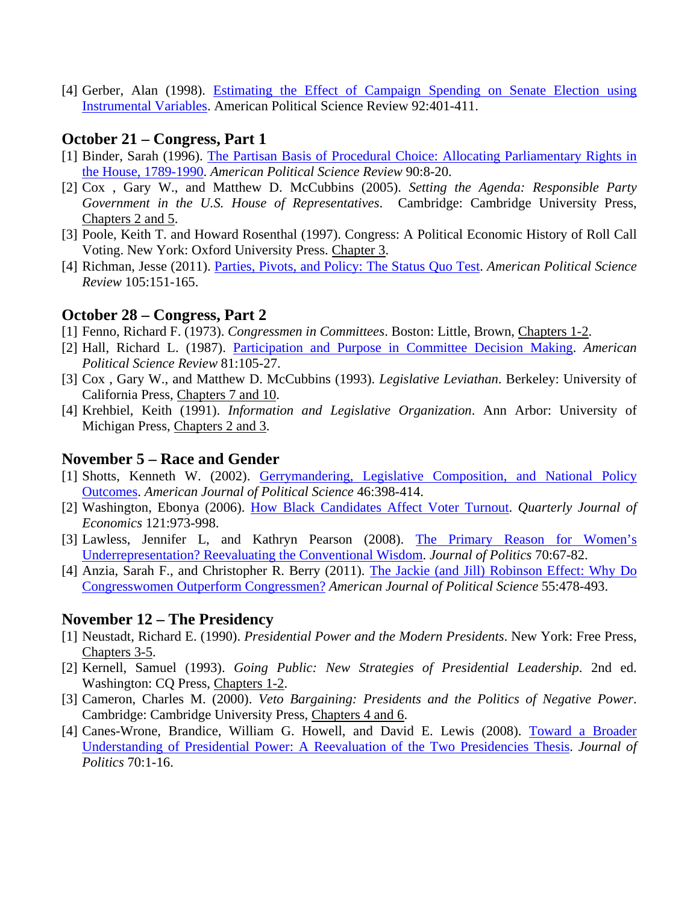[4] Gerber, Alan (1998). Estimating the Effect of Campaign Spending on Senate Election using Instrumental Variables. American Political Science Review 92:401-411.

## October 21 – Congress, Part 1

[1] Binder, Sarah (1996). The Partisan Basis of Procedural Choice: Allocating Parliamentary Rights in the House, 1789-1990. *American Political Science Review* 90:8-20.

[2] Cox , Gary W., and Matthew D. McCubbins (2005). *Setting the Agenda: Responsible Party Government in the U.S. House of Representatives*. Cambridge: Cambridge University Press, Chapters 2 and 5.

[3] Poole, Keith T. and Howard Rosenthal (1997). Congress: A Political Economic History of Roll Call Voting. New York: Oxford University Press. Chapter 3.

[4] Richman, Jesse (2011). Parties, Pivots, and Policy: The Status Quo Test. *American Political Science Review* 105:151-165.

## October 28 – Congress, Part 2

[1] Fenno, Richard F. (1973). *Congressmen in Committees*. Boston: Little, Brown, Chapters 1-2.

[2] Hall, Richard L. (1987). Participation and Purpose in Committee Decision Making. *American Political Science Review* 81:105-27.

[3] Cox , Gary W., and Matthew D. McCubbins (1993). *Legislative Leviathan*. Berkeley: University of California Press, Chapters 7 and 10.

[4] Krehbiel, Keith (1991). *Information and Legislative Organization*. Ann Arbor: University of Michigan Press, Chapters 2 and 3.

## November 5 – Race and Gender

[1] Shotts, Kenneth W. (2002). Gerrymandering, Legislative Composition, and National Policy Outcomes. *American Journal of Political Science* 46:398-414.

[2] Washington, Ebonya (2006). How Black Candidates Affect Voter Turnout. *Quarterly Journal of Economics* 121:973-998.

[3] Lawless, Jennifer L, and Kathryn Pearson (2008). The Primary Reason for Women's Underrepresentation? Reevaluating the Conventional Wisdom. *Journal of Politics* 70:67-82.

[4] Anzia, Sarah F., and Christopher R. Berry (2011). The Jackie (and Jill) Robinson Effect: Why Do Congresswomen Outperform Congressmen? *American Journal of Political Science* 55:478-493.

## November 12 – The Presidency

[1] Neustadt, Richard E. (1990). *Presidential Power and the Modern Presidents*. New York: Free Press, Chapters 3-5.

[2] Kernell, Samuel (1993). *Going Public: New Strategies of Presidential Leadership*. 2nd ed. Washington: CQ Press, Chapters 1-2.

[3] Cameron, Charles M. (2000). *Veto Bargaining: Presidents and the Politics of Negative Power*. Cambridge: Cambridge University Press, Chapters 4 and 6.

[4] Canes-Wrone, Brandice, William G. Howell, and David E. Lewis (2008). Toward a Broader Understanding of Presidential Power: A Reevaluation of the Two Presidencies Thesis. *Journal of Politics* 70:1-16.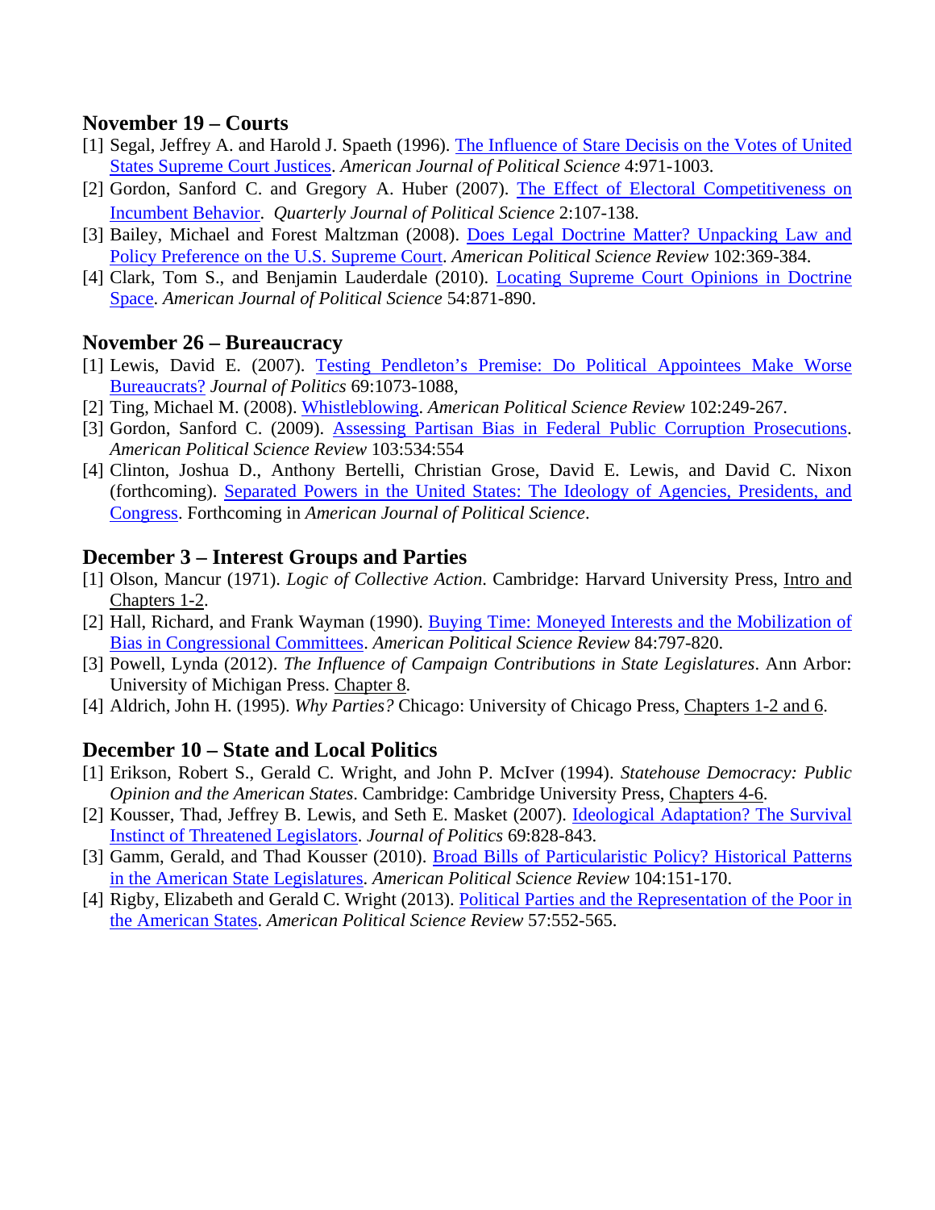## November 19 – Courts

[1] Segal, Jeffrey A. and Harold J. Spaeth (1996). The Influence of Stare Decisis on the Votes of United States Supreme Court Justices. *American Journal of Political Science* 4:971-1003.

[2] Gordon, Sanford C. and Gregory A. Huber (2007). The Effect of Electoral Competitiveness on Incumbent Behavior. *Quarterly Journal of Political Science* 2:107-138.

[3] Bailey, Michael and Forest Maltzman (2008). Does Legal Doctrine Matter? Unpacking Law and Policy Preference on the U.S. Supreme Court. *American Political Science Review* 102:369-384.

[4] Clark, Tom S., and Benjamin Lauderdale (2010). Locating Supreme Court Opinions in Doctrine Space. *American Journal of Political Science* 54:871-890.

## November 26 – Bureaucracy

[1] Lewis, David E. (2007). Testing Pendleton's Premise: Do Political Appointees Make Worse Bureaucrats? *Journal of Politics* 69:1073-1088,

[2] Ting, Michael M. (2008). Whistleblowing. *American Political Science Review* 102:249-267.

[3] Gordon, Sanford C. (2009). Assessing Partisan Bias in Federal Public Corruption Prosecutions. *American Political Science Review* 103:534:554

[4] Clinton, Joshua D., Anthony Bertelli, Christian Grose, David E. Lewis, and David C. Nixon (forthcoming). Separated Powers in the United States: The Ideology of Agencies, Presidents, and Congress. Forthcoming in *American Journal of Political Science*.

## December 3 – Interest Groups and Parties

[1] Olson, Mancur (1971). *Logic of Collective Action*. Cambridge: Harvard University Press, Intro and Chapters 1-2.

[2] Hall, Richard, and Frank Wayman (1990). Buying Time: Moneyed Interests and the Mobilization of Bias in Congressional Committees. *American Political Science Review* 84:797-820.

[3] Powell, Lynda (2012). *The Influence of Campaign Contributions in State Legislatures*. Ann Arbor: University of Michigan Press. Chapter 8.

[4] Aldrich, John H. (1995). *Why Parties?* Chicago: University of Chicago Press, Chapters 1-2 and 6.

## December 10 – State and Local Politics

[1] Erikson, Robert S., Gerald C. Wright, and John P. McIver (1994). *Statehouse Democracy: Public Opinion and the American States*. Cambridge: Cambridge University Press, Chapters 4-6.

[2] Kousser, Thad, Jeffrey B. Lewis, and Seth E. Masket (2007). Ideological Adaptation? The Survival Instinct of Threatened Legislators. *Journal of Politics* 69:828-843.

[3] Gamm, Gerald, and Thad Kousser (2010). Broad Bills of Particularistic Policy? Historical Patterns in the American State Legislatures. *American Political Science Review* 104:151-170.

[4] Rigby, Elizabeth and Gerald C. Wright (2013). Political Parties and the Representation of the Poor in the American States. *American Political Science Review* 57:552-565.